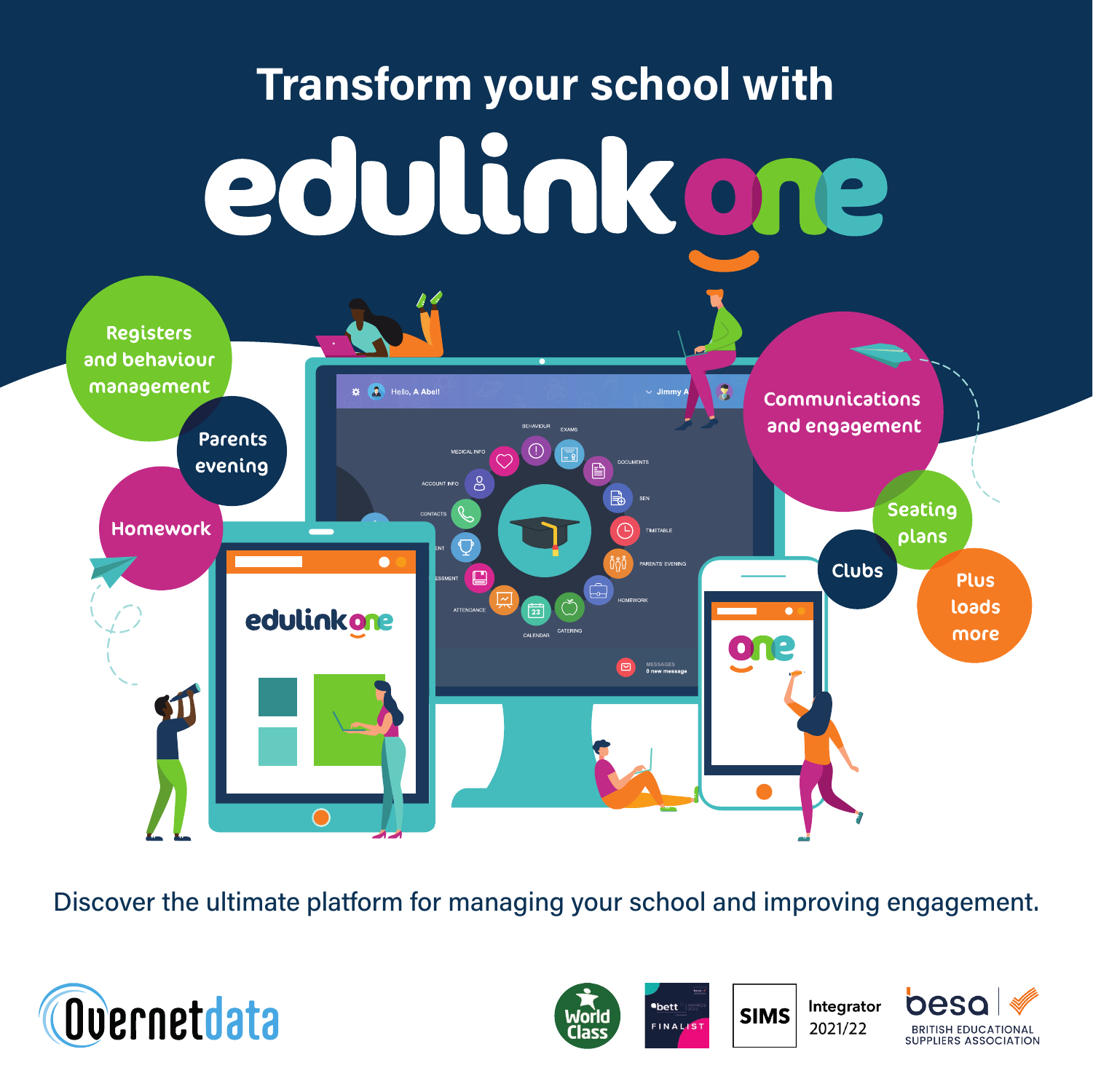# Transform your school with

# edulink one

- Registers and behaviour management
- Parents evening
- Homework
- Communications and engagement
- Seating plans
- Clubs
- Plus loads more

Discover the ultimate platform for managing your school and improving engagement.

Overnetdata

World Class

bett FINALIST

SIMS Integrator 2021/22

besa BRITISH EDUCATIONAL SUPPLIERS ASSOCIATION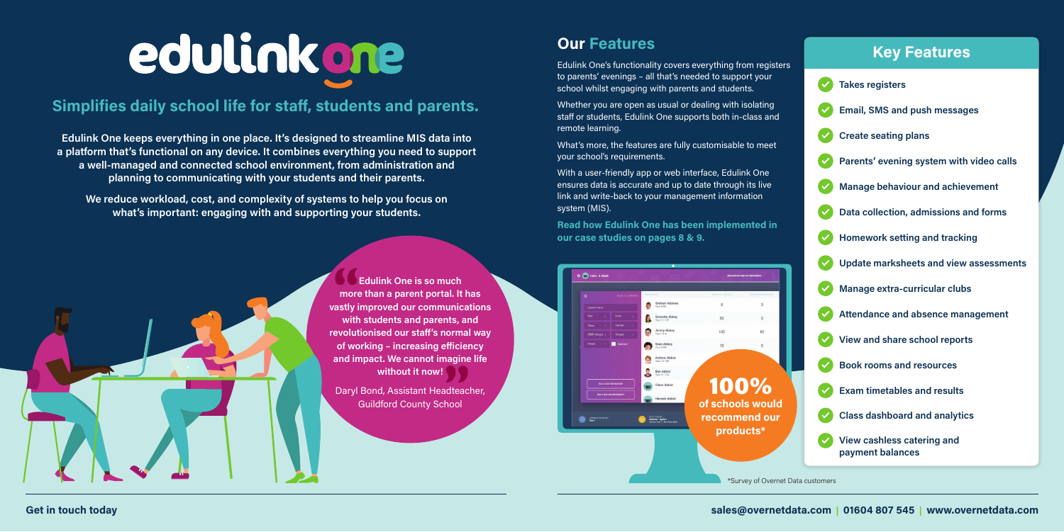# edulink one

## Simplifies daily school life for staff, students and parents.

**Edulink One keeps everything in one place. It's designed to streamline MIS data into a platform that's functional on any device. It combines everything you need to support a well-managed and connected school environment, from administration and planning to communicating with your students and their parents.**

**We reduce workload, cost, and complexity of systems to help you focus on what's important: engaging with and supporting your students.**

> **Edulink One is so much more than a parent portal. It has vastly improved our communications with students and parents, and revolutionised our staff's normal way of working – increasing efficiency and impact. We cannot imagine life without it now!**
>
> Daryl Bond, Assistant Headteacher, Guildford County School

## Our Features

Edulink One's functionality covers everything from registers to parents' evenings – all that's needed to support your school whilst engaging with parents and students.

Whether you are open as usual or dealing with isolating staff or students, Edulink One supports both in-class and remote learning.

What's more, the features are fully customisable to meet your school's requirements.

With a user-friendly app or web interface, Edulink One ensures data is accurate and up to date through its live link and write-back to your management information system (MIS).

**Read how Edulink One has been implemented in our case studies on pages 8 & 9.**

**100%** of schools would recommend our products*

*Survey of Overnet Data customers

## Key Features

- Takes registers
- Email, SMS and push messages
- Create seating plans
- Parents' evening system with video calls
- Manage behaviour and achievement
- Data collection, admissions and forms
- Homework setting and tracking
- Update marksheets and view assessments
- Manage extra-curricular clubs
- Attendance and absence management
- View and share school reports
- Book rooms and resources
- Exam timetables and results
- Class dashboard and analytics
- View cashless catering and payment balances

**Get in touch today**

**sales@overnetdata.com | 01604 807 545 | www.overnetdata.com**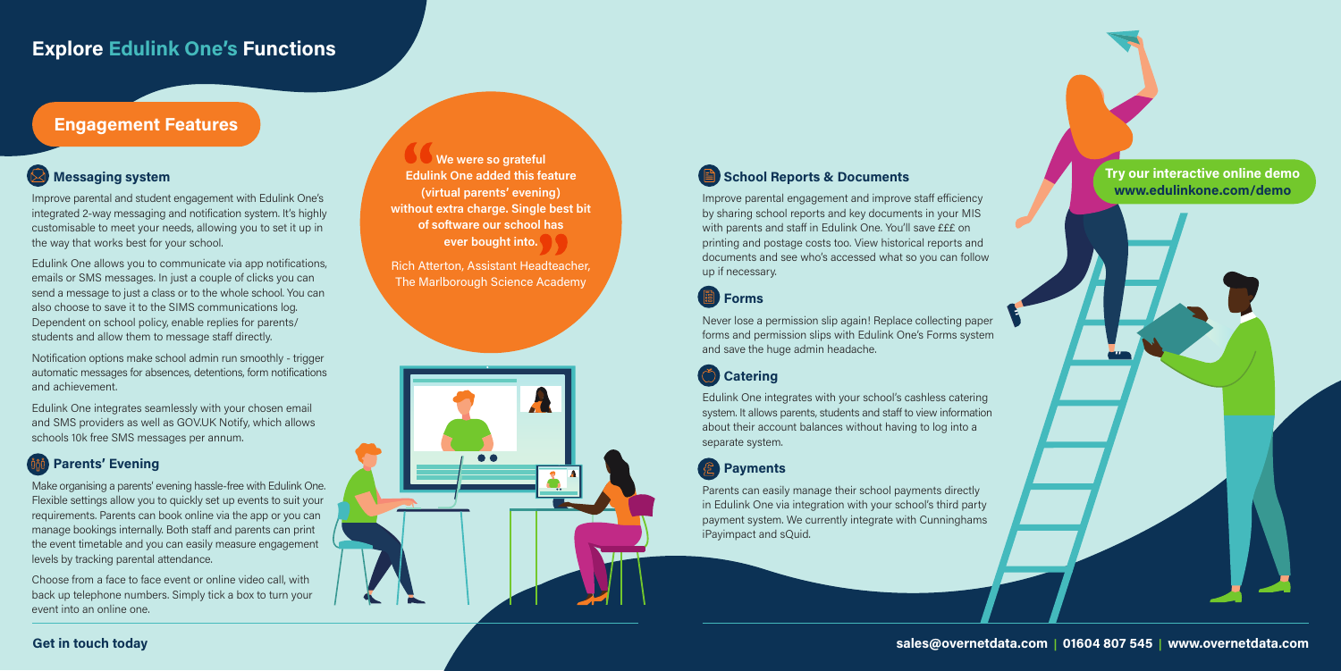# Explore Edulink One's Functions

## Engagement Features

### Messaging system

Improve parental and student engagement with Edulink One's integrated 2-way messaging and notification system. It's highly customisable to meet your needs, allowing you to set it up in the way that works best for your school.

Edulink One allows you to communicate via app notifications, emails or SMS messages. In just a couple of clicks you can send a message to just a class or to the whole school. You can also choose to save it to the SIMS communications log. Dependent on school policy, enable replies for parents/ students and allow them to message staff directly.

Notification options make school admin run smoothly - trigger automatic messages for absences, detentions, form notifications and achievement.

Edulink One integrates seamlessly with your chosen email and SMS providers as well as GOV.UK Notify, which allows schools 10k free SMS messages per annum.

### Parents' Evening

Make organising a parents' evening hassle-free with Edulink One. Flexible settings allow you to quickly set up events to suit your requirements. Parents can book online via the app or you can manage bookings internally. Both staff and parents can print the event timetable and you can easily measure engagement levels by tracking parental attendance.

Choose from a face to face event or online video call, with back up telephone numbers. Simply tick a box to turn your event into an online one.

> **We were so grateful Edulink One added this feature (virtual parents' evening) without extra charge. Single best bit of software our school has ever bought into.**
>
> Rich Atterton, Assistant Headteacher, The Marlborough Science Academy

### School Reports & Documents

Improve parental engagement and improve staff efficiency by sharing school reports and key documents in your MIS with parents and staff in Edulink One. You'll save £££ on printing and postage costs too. View historical reports and documents and see who's accessed what so you can follow up if necessary.

### Forms

Never lose a permission slip again! Replace collecting paper forms and permission slips with Edulink One's Forms system and save the huge admin headache.

### Catering

Edulink One integrates with your school's cashless catering system. It allows parents, students and staff to view information about their account balances without having to log into a separate system.

### Payments

Parents can easily manage their school payments directly in Edulink One via integration with your school's third party payment system. We currently integrate with Cunninghams iPayimpact and sQuid.

**Try our interactive online demo www.edulinkone.com/demo**

**Get in touch today**

**sales@overnetdata.com | 01604 807 545 | www.overnetdata.com**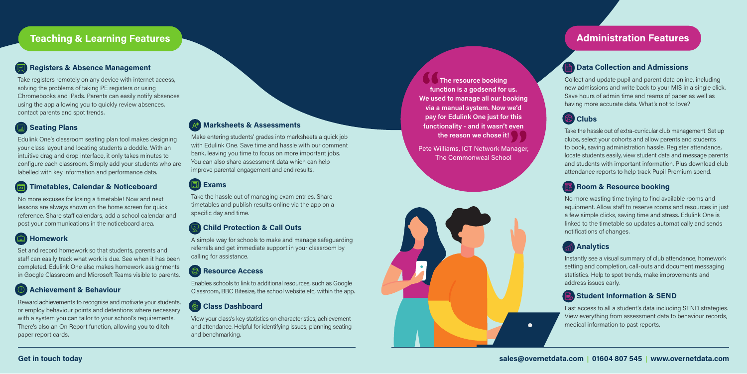## Teaching & Learning Features

### Registers & Absence Management

Take registers remotely on any device with internet access, solving the problems of taking PE registers or using Chromebooks and iPads. Parents can easily notify absences using the app allowing you to quickly review absences, contact parents and spot trends.

### Seating Plans

Edulink One's classroom seating plan tool makes designing your class layout and locating students a doddle. With an intuitive drag and drop interface, it only takes minutes to configure each classroom. Simply add your students who are labelled with key information and performance data.

### Timetables, Calendar & Noticeboard

No more excuses for losing a timetable! Now and next lessons are always shown on the home screen for quick reference. Share staff calendars, add a school calendar and post your communications in the noticeboard area.

### Homework

Set and record homework so that students, parents and staff can easily track what work is due. See when it has been completed. Edulink One also makes homework assignments in Google Classroom and Microsoft Teams visible to parents.

### Achievement & Behaviour

Reward achievements to recognise and motivate your students, or employ behaviour points and detentions where necessary with a system you can tailor to your school's requirements. There's also an On Report function, allowing you to ditch paper report cards.

### Marksheets & Assessments

Make entering students' grades into marksheets a quick job with Edulink One. Save time and hassle with our comment bank, leaving you time to focus on more important jobs. You can also share assessment data which can help improve parental engagement and end results.

### Exams

Take the hassle out of managing exam entries. Share timetables and publish results online via the app on a specific day and time.

### Child Protection & Call Outs

A simple way for schools to make and manage safeguarding referrals and get immediate support in your classroom by calling for assistance.

### Resource Access

Enables schools to link to additional resources, such as Google Classroom, BBC Bitesize, the school website etc, within the app.

### Class Dashboard

View your class's key statistics on characteristics, achievement and attendance. Helpful for identifying issues, planning seating and benchmarking.

> **"The resource booking function is a godsend for us. We used to manage all our booking via a manual system. Now we'd pay for Edulink One just for this functionality - and it wasn't even the reason we chose it!"**
>
> Pete Williams, ICT Network Manager, The Commonweal School

## Administration Features

### Data Collection and Admissions

Collect and update pupil and parent data online, including new admissions and write back to your MIS in a single click. Save hours of admin time and reams of paper as well as having more accurate data. What's not to love?

### Clubs

Take the hassle out of extra-curricular club management. Set up clubs, select your cohorts and allow parents and students to book, saving administration hassle. Register attendance, locate students easily, view student data and message parents and students with important information. Plus download club attendance reports to help track Pupil Premium spend.

### Room & Resource booking

No more wasting time trying to find available rooms and equipment. Allow staff to reserve rooms and resources in just a few simple clicks, saving time and stress. Edulink One is linked to the timetable so updates automatically and sends notifications of changes.

### Analytics

Instantly see a visual summary of club attendance, homework setting and completion, call-outs and document messaging statistics. Help to spot trends, make improvements and address issues early.

### Student Information & SEND

Fast access to all a student's data including SEND strategies. View everything from assessment data to behaviour records, medical information to past reports.

**Get in touch today**

**sales@overnetdata.com | 01604 807 545 | www.overnetdata.com**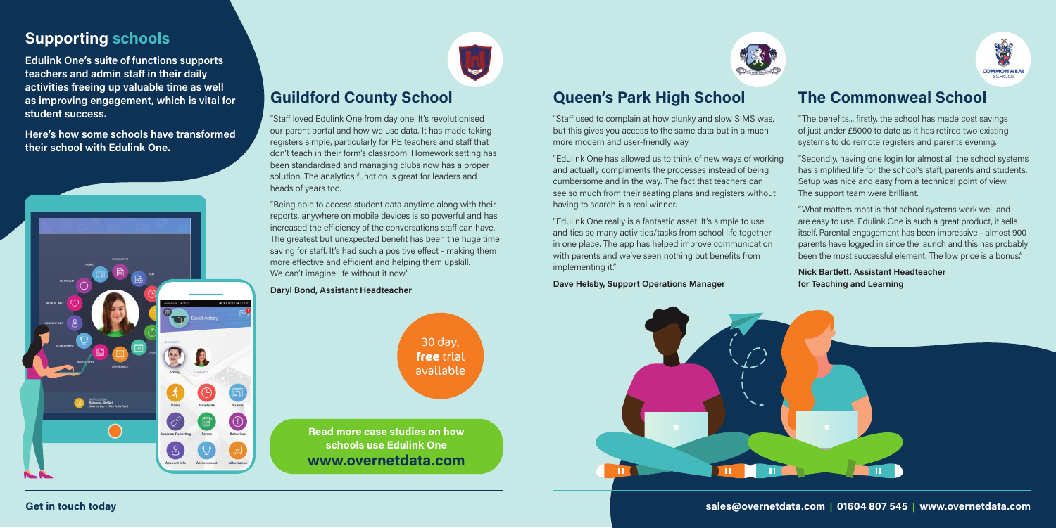## Supporting schools

**Edulink One's suite of functions supports teachers and admin staff in their daily activities freeing up valuable time as well as improving engagement, which is vital for student success.**

**Here's how some schools have transformed their school with Edulink One.**

## Guildford County School

"Staff loved Edulink One from day one. It's revolutionised our parent portal and how we use data. It has made taking registers simple, particularly for PE teachers and staff that don't teach in their form's classroom. Homework setting has been standardised and managing clubs now has a proper solution. The analytics function is great for leaders and heads of years too.

"Being able to access student data anytime along with their reports, anywhere on mobile devices is so powerful and has increased the efficiency of the conversations staff can have. The greatest but unexpected benefit has been the huge time saving for staff. It's had such a positive effect - making them more effective and efficient and helping them upskill. We can't imagine life without it now."

**Daryl Bond, Assistant Headteacher**

30 day, **free** trial available

**Read more case studies on how schools use Edulink One**
**www.overnetdata.com**

## Queen's Park High School

"Staff used to complain at how clunky and slow SIMS was, but this gives you access to the same data but in a much more modern and user-friendly way.

"Edulink One has allowed us to think of new ways of working and actually compliments the processes instead of being cumbersome and in the way. The fact that teachers can see so much from their seating plans and registers without having to search is a real winner.

"Edulink One really is a fantastic asset. It's simple to use and ties so many activities/tasks from school life together in one place. The app has helped improve communication with parents and we've seen nothing but benefits from implementing it."

**Dave Helsby, Support Operations Manager**

## The Commonweal School

"The benefits... firstly, the school has made cost savings of just under £5000 to date as it has retired two existing systems to do remote registers and parents evening.

"Secondly, having one login for almost all the school systems has simplified life for the school's staff, parents and students. Setup was nice and easy from a technical point of view. The support team were brilliant.

"What matters most is that school systems work well and are easy to use. Edulink One is such a great product, it sells itself. Parental engagement has been impressive - almost 900 parents have logged in since the launch and this has probably been the most successful element. The low price is a bonus."

**Nick Bartlett, Assistant Headteacher for Teaching and Learning**

**Get in touch today**

**sales@overnetdata.com | 01604 807 545 | www.overnetdata.com**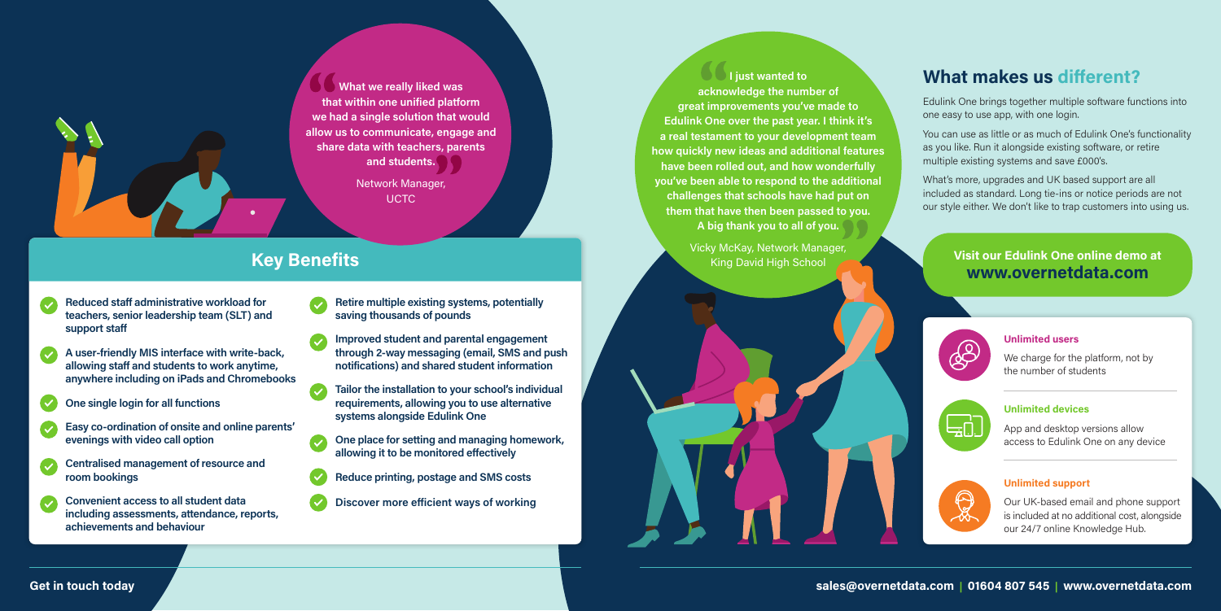> What we really liked was that within one unified platform we had a single solution that would allow us to communicate, engage and share data with teachers, parents and students.
>
> Network Manager, UCTC

## Key Benefits

- Reduced staff administrative workload for teachers, senior leadership team (SLT) and support staff
- A user-friendly MIS interface with write-back, allowing staff and students to work anytime, anywhere including on iPads and Chromebooks
- One single login for all functions
- Easy co-ordination of onsite and online parents' evenings with video call option
- Centralised management of resource and room bookings
- Convenient access to all student data including assessments, attendance, reports, achievements and behaviour
- Retire multiple existing systems, potentially saving thousands of pounds
- Improved student and parental engagement through 2-way messaging (email, SMS and push notifications) and shared student information
- Tailor the installation to your school's individual requirements, allowing you to use alternative systems alongside Edulink One
- One place for setting and managing homework, allowing it to be monitored effectively
- Reduce printing, postage and SMS costs
- Discover more efficient ways of working

> I just wanted to acknowledge the number of great improvements you've made to Edulink One over the past year. I think it's a real testament to your development team how quickly new ideas and additional features have been rolled out, and how wonderfully you've been able to respond to the additional challenges that schools have had put on them that have then been passed to you. A big thank you to all of you.
>
> Vicky McKay, Network Manager, King David High School

## What makes us different?

Edulink One brings together multiple software functions into one easy to use app, with one login.

You can use as little or as much of Edulink One's functionality as you like. Run it alongside existing software, or retire multiple existing systems and save £000's.

What's more, upgrades and UK based support are all included as standard. Long tie-ins or notice periods are not our style either. We don't like to trap customers into using us.

**Visit our Edulink One online demo at www.overnetdata.com**

### Unlimited users

We charge for the platform, not by the number of students

### Unlimited devices

App and desktop versions allow access to Edulink One on any device

### Unlimited support

Our UK-based email and phone support is included at no additional cost, alongside our 24/7 online Knowledge Hub.

**Get in touch today**

**sales@overnetdata.com | 01604 807 545 | www.overnetdata.com**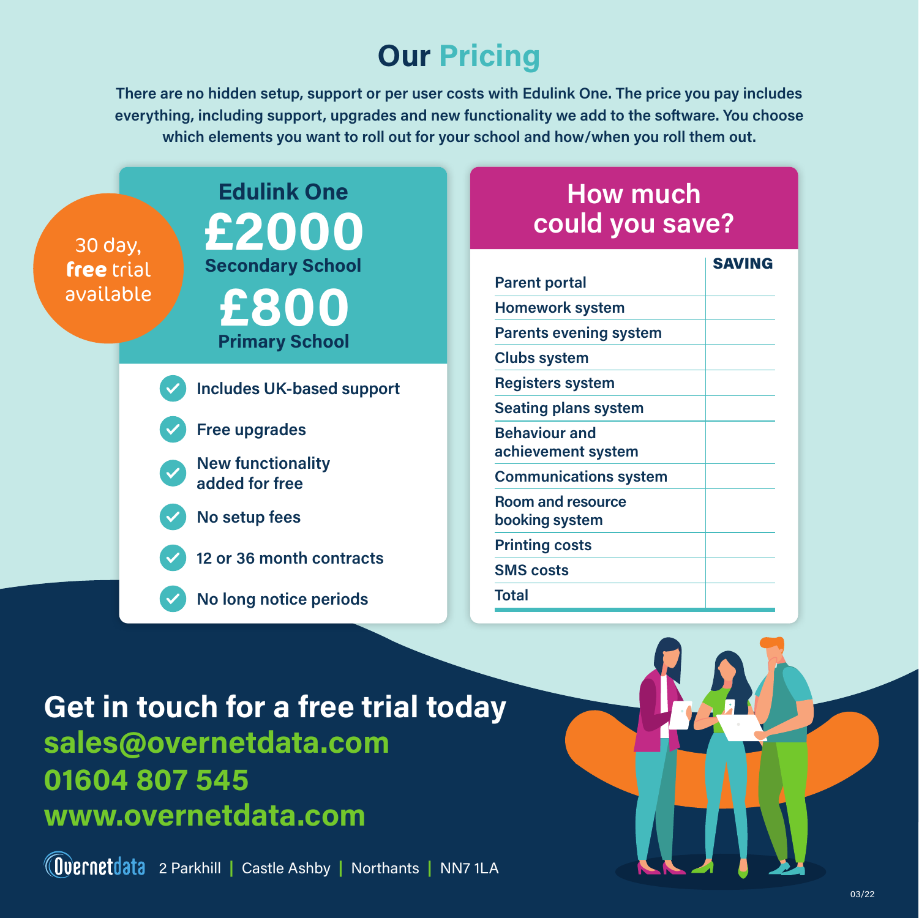# Our Pricing

There are no hidden setup, support or per user costs with Edulink One. The price you pay includes everything, including support, upgrades and new functionality we add to the software. You choose which elements you want to roll out for your school and how/when you roll them out.

30 day, **free** trial available

## Edulink One

**£2000**
Secondary School

**£800**
Primary School

- Includes UK-based support
- Free upgrades
- New functionality added for free
- No setup fees
- 12 or 36 month contracts
- No long notice periods

## How much could you save?

| | SAVING |
|---|---|
| Parent portal | |
| Homework system | |
| Parents evening system | |
| Clubs system | |
| Registers system | |
| Seating plans system | |
| Behaviour and achievement system | |
| Communications system | |
| Room and resource booking system | |
| Printing costs | |
| SMS costs | |
| Total | |

## Get in touch for a free trial today

**sales@overnetdata.com**
**01604 807 545**
**www.overnetdata.com**

Overnetdata 2 Parkhill | Castle Ashby | Northants | NN7 1LA

03/22